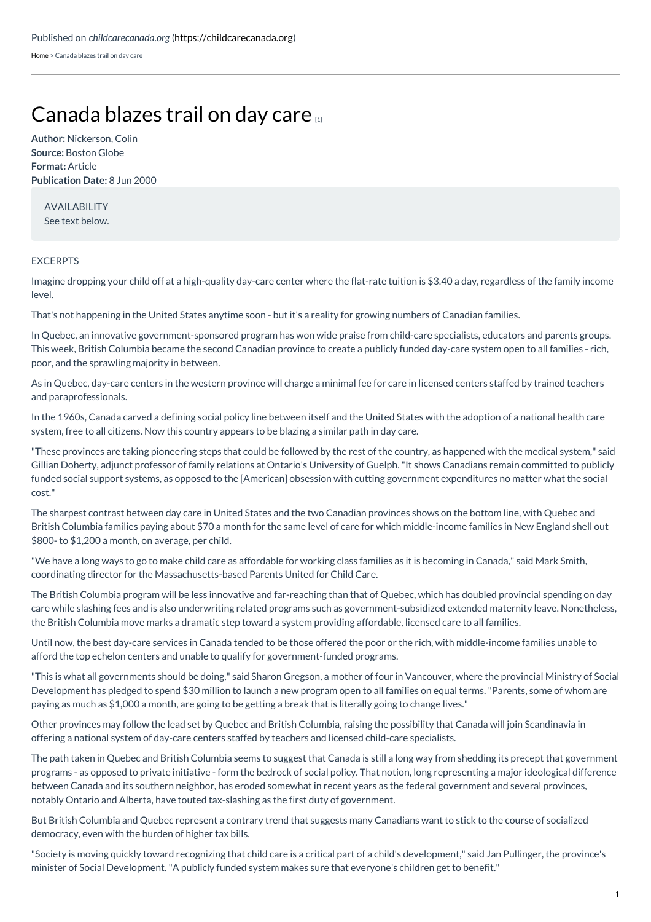Published on *childcarecanada.org* (https://childcarecanada.org)

Home > Canada blazes trail on day care

# Canada blazes trail on day care [1]

**Author:** Nickerson, Colin
**Source:** Boston Globe
**Format:** Article
**Publication Date:** 8 Jun 2000

AVAILABILITY
See text below.

EXCERPTS

Imagine dropping your child off at a high-quality day-care center where the flat-rate tuition is $3.40 a day, regardless of the family income level.

That's not happening in the United States anytime soon - but it's a reality for growing numbers of Canadian families.

In Quebec, an innovative government-sponsored program has won wide praise from child-care specialists, educators and parents groups. This week, British Columbia became the second Canadian province to create a publicly funded day-care system open to all families - rich, poor, and the sprawling majority in between.

As in Quebec, day-care centers in the western province will charge a minimal fee for care in licensed centers staffed by trained teachers and paraprofessionals.

In the 1960s, Canada carved a defining social policy line between itself and the United States with the adoption of a national health care system, free to all citizens. Now this country appears to be blazing a similar path in day care.

"These provinces are taking pioneering steps that could be followed by the rest of the country, as happened with the medical system," said Gillian Doherty, adjunct professor of family relations at Ontario's University of Guelph. "It shows Canadians remain committed to publicly funded social support systems, as opposed to the [American] obsession with cutting government expenditures no matter what the social cost."

The sharpest contrast between day care in United States and the two Canadian provinces shows on the bottom line, with Quebec and British Columbia families paying about $70 a month for the same level of care for which middle-income families in New England shell out $800- to $1,200 a month, on average, per child.

"We have a long ways to go to make child care as affordable for working class families as it is becoming in Canada," said Mark Smith, coordinating director for the Massachusetts-based Parents United for Child Care.

The British Columbia program will be less innovative and far-reaching than that of Quebec, which has doubled provincial spending on day care while slashing fees and is also underwriting related programs such as government-subsidized extended maternity leave. Nonetheless, the British Columbia move marks a dramatic step toward a system providing affordable, licensed care to all families.

Until now, the best day-care services in Canada tended to be those offered the poor or the rich, with middle-income families unable to afford the top echelon centers and unable to qualify for government-funded programs.

"This is what all governments should be doing," said Sharon Gregson, a mother of four in Vancouver, where the provincial Ministry of Social Development has pledged to spend $30 million to launch a new program open to all families on equal terms. "Parents, some of whom are paying as much as $1,000 a month, are going to be getting a break that is literally going to change lives."

Other provinces may follow the lead set by Quebec and British Columbia, raising the possibility that Canada will join Scandinavia in offering a national system of day-care centers staffed by teachers and licensed child-care specialists.

The path taken in Quebec and British Columbia seems to suggest that Canada is still a long way from shedding its precept that government programs - as opposed to private initiative - form the bedrock of social policy. That notion, long representing a major ideological difference between Canada and its southern neighbor, has eroded somewhat in recent years as the federal government and several provinces, notably Ontario and Alberta, have touted tax-slashing as the first duty of government.

But British Columbia and Quebec represent a contrary trend that suggests many Canadians want to stick to the course of socialized democracy, even with the burden of higher tax bills.

"Society is moving quickly toward recognizing that child care is a critical part of a child's development," said Jan Pullinger, the province's minister of Social Development. "A publicly funded system makes sure that everyone's children get to benefit."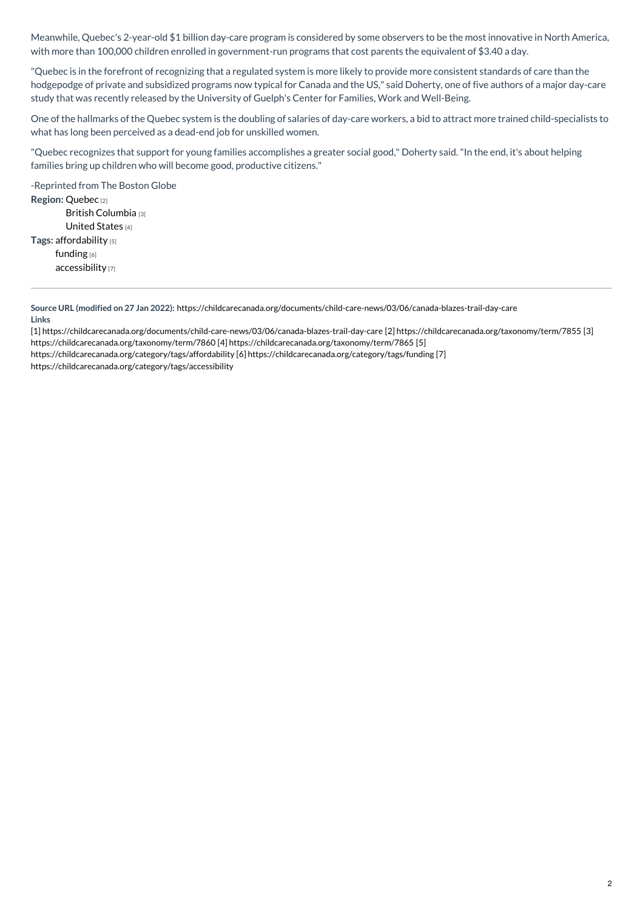Meanwhile, Quebec's 2-year-old $1 billion day-care program is considered by some observers to be the most innovative in North America, with more than 100,000 children enrolled in government-run programs that cost parents the equivalent of $3.40 a day.

"Quebec is in the forefront of recognizing that a regulated system is more likely to provide more consistent standards of care than the hodgepodge of private and subsidized programs now typical for Canada and the US," said Doherty, one of five authors of a major day-care study that was recently released by the University of Guelph's Center for Families, Work and Well-Being.

One of the hallmarks of the Quebec system is the doubling of salaries of day-care workers, a bid to attract more trained child-specialists to what has long been perceived as a dead-end job for unskilled women.

"Quebec recognizes that support for young families accomplishes a greater social good," Doherty said. "In the end, it's about helping families bring up children who will become good, productive citizens."

-Reprinted from The Boston Globe

**Region:** Quebec [2]
British Columbia [3]
United States [4]

**Tags:** affordability [5]
funding [6]
accessibility [7]

---

**Source URL (modified on 27 Jan 2022):** https://childcarecanada.org/documents/child-care-news/03/06/canada-blazes-trail-day-care

**Links**

[1] https://childcarecanada.org/documents/child-care-news/03/06/canada-blazes-trail-day-care [2] https://childcarecanada.org/taxonomy/term/7855 [3] https://childcarecanada.org/taxonomy/term/7860 [4] https://childcarecanada.org/taxonomy/term/7865 [5] https://childcarecanada.org/category/tags/affordability [6] https://childcarecanada.org/category/tags/funding [7] https://childcarecanada.org/category/tags/accessibility